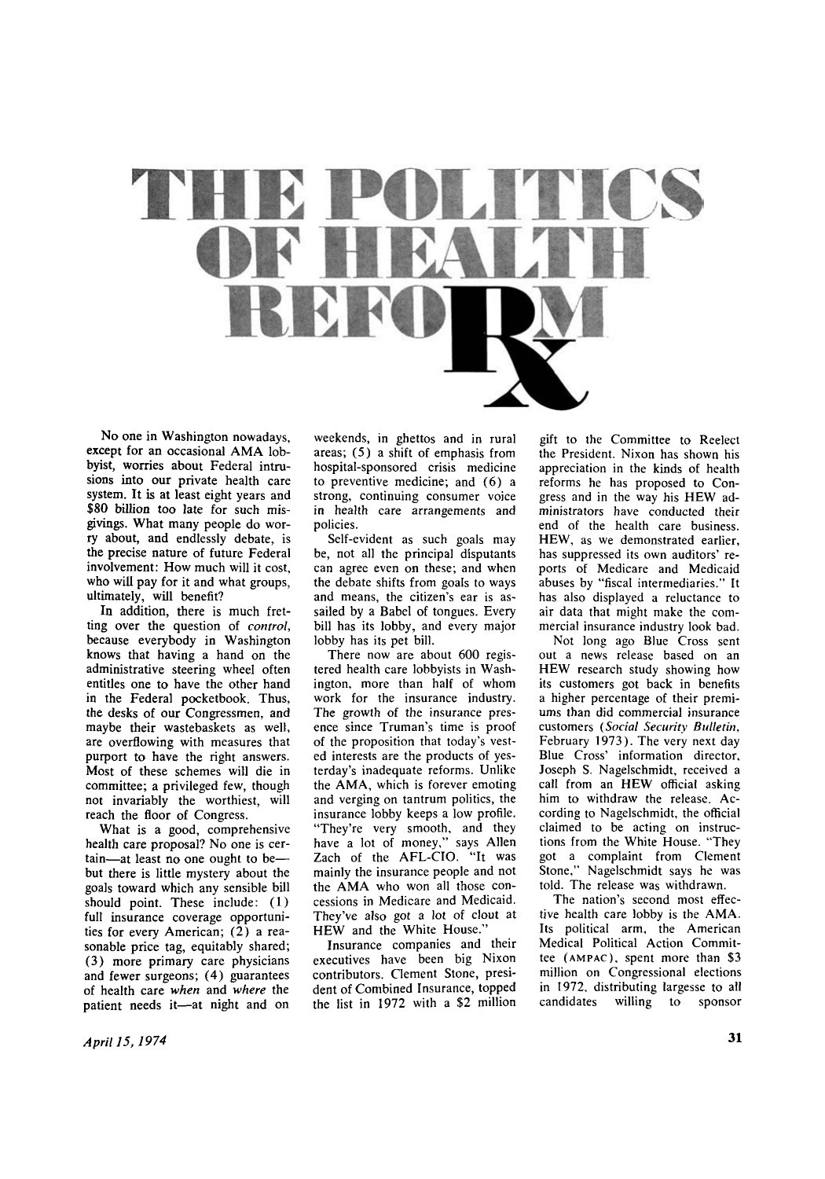# THE POLITICS OF HEALTH REFORM Rx

No one in Washington nowadays, except for an occasional AMA lobbyist, worries about Federal intrusions into our private health care system. It is at least eight years and $80 billion too late for such misgivings. What many people do worry about, and endlessly debate, is the precise nature of future Federal involvement: How much will it cost, who will pay for it and what groups, ultimately, will benefit?

In addition, there is much fretting over the question of *control*, because everybody in Washington knows that having a hand on the administrative steering wheel often entitles one to have the other hand in the Federal pocketbook. Thus, the desks of our Congressmen, and maybe their wastebaskets as well, are overflowing with measures that purport to have the right answers. Most of these schemes will die in committee; a privileged few, though not invariably the worthiest, will reach the floor of Congress.

What is a good, comprehensive health care proposal? No one is certain—at least no one ought to be—but there is little mystery about the goals toward which any sensible bill should point. These include: (1) full insurance coverage opportunities for every American; (2) a reasonable price tag, equitably shared; (3) more primary care physicians and fewer surgeons; (4) guarantees of health care *when* and *where* the patient needs it—at night and on weekends, in ghettos and in rural areas; (5) a shift of emphasis from hospital-sponsored crisis medicine to preventive medicine; and (6) a strong, continuing consumer voice in health care arrangements and policies.

Self-evident as such goals may be, not all the principal disputants can agree even on these; and when the debate shifts from goals to ways and means, the citizen's ear is assailed by a Babel of tongues. Every bill has its lobby, and every major lobby has its pet bill.

There now are about 600 registered health care lobbyists in Washington, more than half of whom work for the insurance industry. The growth of the insurance presence since Truman's time is proof of the proposition that today's vested interests are the products of yesterday's inadequate reforms. Unlike the AMA, which is forever emoting and verging on tantrum politics, the insurance lobby keeps a low profile. "They're very smooth, and they have a lot of money," says Allen Zach of the AFL-CIO. "It was mainly the insurance people and not the AMA who won all those concessions in Medicare and Medicaid. They've also got a lot of clout at HEW and the White House."

Insurance companies and their executives have been big Nixon contributors. Clement Stone, president of Combined Insurance, topped the list in 1972 with a $2 million gift to the Committee to Reelect the President. Nixon has shown his appreciation in the kinds of health reforms he has proposed to Congress and in the way his HEW administrators have conducted their end of the health care business. HEW, as we demonstrated earlier, has suppressed its own auditors' reports of Medicare and Medicaid abuses by "fiscal intermediaries." It has also displayed a reluctance to air data that might make the commercial insurance industry look bad.

Not long ago Blue Cross sent out a news release based on an HEW research study showing how its customers got back in benefits a higher percentage of their premiums than did commercial insurance customers (*Social Security Bulletin*, February 1973). The very next day Blue Cross' information director, Joseph S. Nagelschmidt, received a call from an HEW official asking him to withdraw the release. According to Nagelschmidt, the official claimed to be acting on instructions from the White House. "They got a complaint from Clement Stone," Nagelschmidt says he was told. The release was withdrawn.

The nation's second most effective health care lobby is the AMA. Its political arm, the American Medical Political Action Committee (AMPAC), spent more than $3 million on Congressional elections in 1972, distributing largesse to all candidates willing to sponsor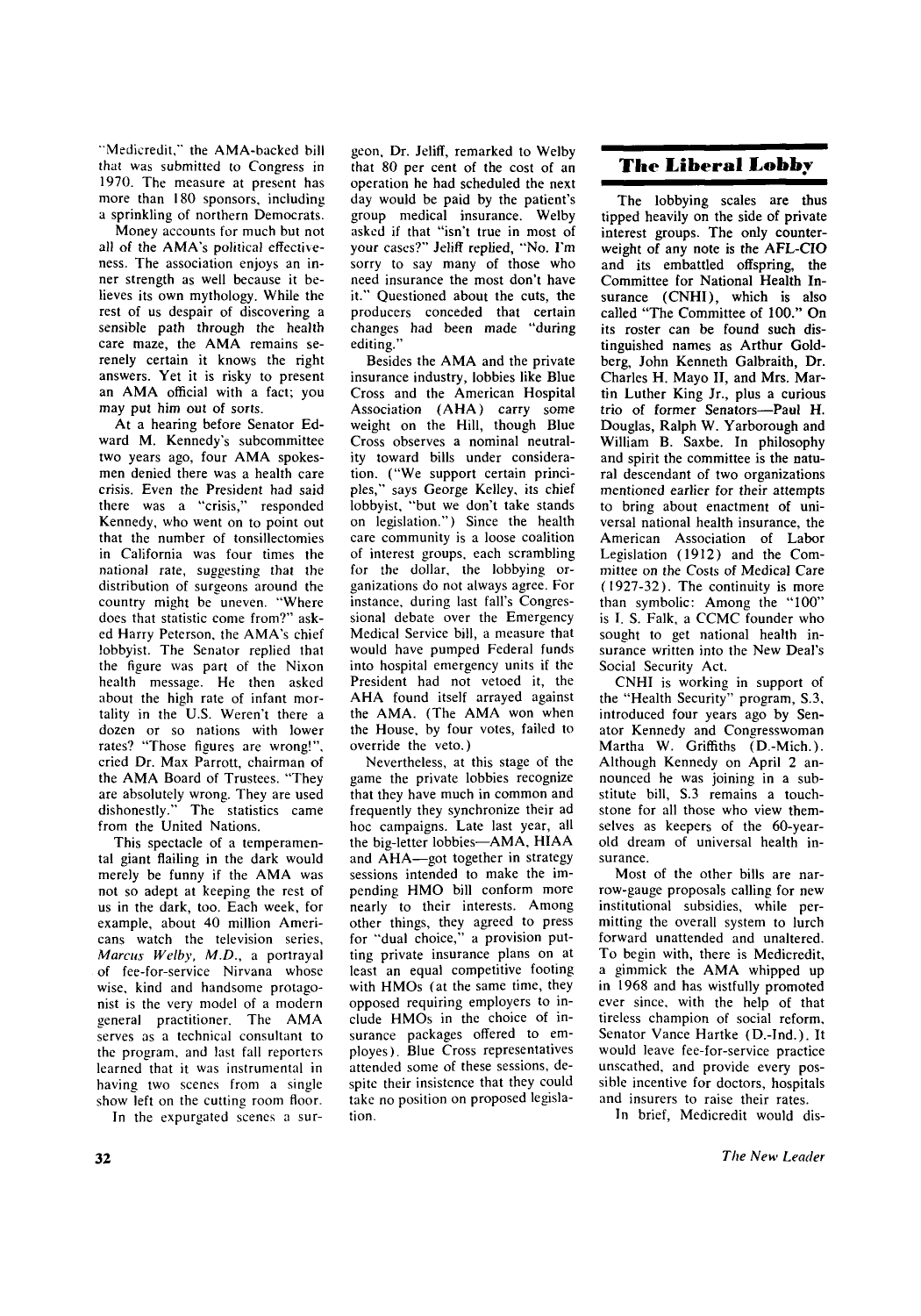"Medicredit," the AMA-backed bill that was submitted to Congress in 1970. The measure at present has more than 180 sponsors, including a sprinkling of northern Democrats.

Money accounts for much but not all of the AMA's political effectiveness. The association enjoys an inner strength as well because it believes its own mythology. While the rest of us despair of discovering a sensible path through the health care maze, the AMA remains serenely certain it knows the right answers. Yet it is risky to present an AMA official with a fact; you may put him out of sorts.

At a hearing before Senator Edward M. Kennedy's subcommittee two years ago, four AMA spokesmen denied there was a health care crisis. Even the President had said there was a "crisis," responded Kennedy, who went on to point out that the number of tonsillectomies in California was four times the national rate, suggesting that the distribution of surgeons around the country might be uneven. "Where does that statistic come from?" asked Harry Peterson, the AMA's chief lobbyist. The Senator replied that the figure was part of the Nixon health message. He then asked about the high rate of infant mortality in the U.S. Weren't there a dozen or so nations with lower rates? "Those figures are wrong!", cried Dr. Max Parrott, chairman of the AMA Board of Trustees. "They are absolutely wrong. They are used dishonestly." The statistics came from the United Nations.

This spectacle of a temperamental giant flailing in the dark would merely be funny if the AMA was not so adept at keeping the rest of us in the dark, too. Each week, for example, about 40 million Americans watch the television series, *Marcus Welby, M.D.*, a portrayal of fee-for-service Nirvana whose wise, kind and handsome protagonist is the very model of a modern general practitioner. The AMA serves as a technical consultant to the program, and last fall reporters learned that it was instrumental in having two scenes from a single show left on the cutting room floor.

In the expurgated scenes a surgeon, Dr. Jeliff, remarked to Welby that 80 per cent of the cost of an operation he had scheduled the next day would be paid by the patient's group medical insurance. Welby asked if that "isn't true in most of your cases?" Jeliff replied, "No. I'm sorry to say many of those who need insurance the most don't have it." Questioned about the cuts, the producers conceded that certain changes had been made "during editing."

Besides the AMA and the private insurance industry, lobbies like Blue Cross and the American Hospital Association (AHA) carry some weight on the Hill, though Blue Cross observes a nominal neutrality toward bills under consideration. ("We support certain principles," says George Kelley, its chief lobbyist, "but we don't take stands on legislation.") Since the health care community is a loose coalition of interest groups, each scrambling for the dollar, the lobbying organizations do not always agree. For instance, during last fall's Congressional debate over the Emergency Medical Service bill, a measure that would have pumped Federal funds into hospital emergency units if the President had not vetoed it, the AHA found itself arrayed against the AMA. (The AMA won when the House, by four votes, failed to override the veto.)

Nevertheless, at this stage of the game the private lobbies recognize that they have much in common and frequently they synchronize their ad hoc campaigns. Late last year, all the big-letter lobbies—AMA, HIAA and AHA—got together in strategy sessions intended to make the impending HMO bill conform more nearly to their interests. Among other things, they agreed to press for "dual choice," a provision putting private insurance plans on at least an equal competitive footing with HMOs (at the same time, they opposed requiring employers to include HMOs in the choice of insurance packages offered to employes). Blue Cross representatives attended some of these sessions, despite their insistence that they could take no position on proposed legislation.

## The Liberal Lobby

The lobbying scales are thus tipped heavily on the side of private interest groups. The only counterweight of any note is the AFL-CIO and its embattled offspring, the Committee for National Health Insurance (CNHI), which is also called "The Committee of 100." On its roster can be found such distinguished names as Arthur Goldberg, John Kenneth Galbraith, Dr. Charles H. Mayo II, and Mrs. Martin Luther King Jr., plus a curious trio of former Senators—Paul H. Douglas, Ralph W. Yarborough and William B. Saxbe. In philosophy and spirit the committee is the natural descendant of two organizations mentioned earlier for their attempts to bring about enactment of universal national health insurance, the American Association of Labor Legislation (1912) and the Committee on the Costs of Medical Care (1927-32). The continuity is more than symbolic: Among the "100" is I. S. Falk, a CCMC founder who sought to get national health insurance written into the New Deal's Social Security Act.

CNHI is working in support of the "Health Security" program, S.3, introduced four years ago by Senator Kennedy and Congresswoman Martha W. Griffiths (D.-Mich.). Although Kennedy on April 2 announced he was joining in a substitute bill, S.3 remains a touchstone for all those who view themselves as keepers of the 60-year-old dream of universal health insurance.

Most of the other bills are narrow-gauge proposals calling for new institutional subsidies, while permitting the overall system to lurch forward unattended and unaltered. To begin with, there is Medicredit, a gimmick the AMA whipped up in 1968 and has wistfully promoted ever since, with the help of that tireless champion of social reform, Senator Vance Hartke (D.-Ind.). It would leave fee-for-service practice unscathed, and provide every possible incentive for doctors, hospitals and insurers to raise their rates.

In brief, Medicredit would dis-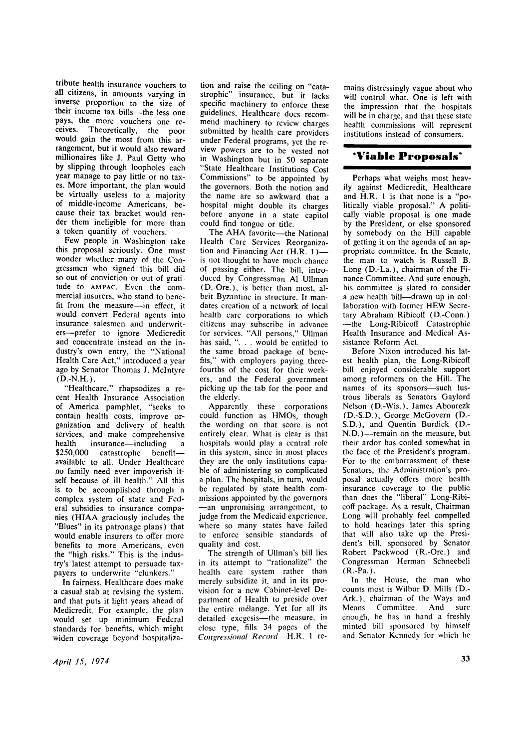tribute health insurance vouchers to all citizens, in amounts varying in inverse proportion to the size of their income tax bills—the less one pays, the more vouchers one receives. Theoretically, the poor would gain the most from this arrangement, but it would also reward millionaires like J. Paul Getty who by slipping through loopholes each year manage to pay little or no taxes. More important, the plan would be virtually useless to a majority of middle-income Americans, because their tax bracket would render them ineligible for more than a token quantity of vouchers.

Few people in Washington take this proposal seriously. One must wonder whether many of the Congressmen who signed this bill did so out of conviction or out of gratitude to AMPAC. Even the commercial insurers, who stand to benefit from the measure—in effect, it would convert Federal agents into insurance salesmen and underwriters—prefer to ignore Medicredit and concentrate instead on the industry's own entry, the "National Health Care Act," introduced a year ago by Senator Thomas J. McIntyre (D.-N.H.).

"Healthcare," rhapsodizes a recent Health Insurance Association of America pamphlet, "seeks to contain health costs, improve organization and delivery of health services, and make comprehensive health insurance—including a $250,000 catastrophe benefit—available to all. Under Healthcare no family need ever impoverish itself because of ill health." All this is to be accomplished through a complex system of state and Federal subsidies to insurance companies (HIAA graciously includes the "Blues" in its patronage plans) that would enable insurers to offer more benefits to more Americans, even the "high risks." This is the industry's latest attempt to persuade taxpayers to underwrite "clunkers."

In fairness, Healthcare does make a casual stab at revising the system, and that puts it light years ahead of Medicredit. For example, the plan would set up minimum Federal standards for benefits, which might widen coverage beyond hospitalization and raise the ceiling on "catastrophic" insurance, but it lacks specific machinery to enforce these guidelines. Healthcare does recommend machinery to review charges submitted by health care providers under Federal programs, yet the review powers are to be vested not in Washington but in 50 separate "State Healthcare Institutions Cost Commissions" to be appointed by the governors. Both the notion and the name are so awkward that a hospital might double its charges before anyone in a state capitol could find tongue or title.

The AHA favorite—the National Health Care Services Reorganization and Financing Act (H.R. 1)—is not thought to have much chance of passing either. The bill, introduced by Congressman Al Ullman (D.-Ore.), is better than most, albeit Byzantine in structure. It mandates creation of a network of local health care corporations to which citizens may subscribe in advance for services. "All persons," Ullman has said, ". . . would be entitled to the same broad package of benefits," with employers paying three-fourths of the cost for their workers, and the Federal government picking up the tab for the poor and the elderly.

Apparently these corporations could function as HMOs, though the wording on that score is not entirely clear. What is clear is that hospitals would play a central role in this system, since in most places they are the only institutions capable of administering so complicated a plan. The hospitals, in turn, would be regulated by state health commissions appointed by the governors—an unpromising arrangement, to judge from the Medicaid experience, where so many states have failed to enforce sensible standards of quality and cost.

The strength of Ullman's bill lies in its attempt to "rationalize" the health care system rather than merely subsidize it, and in its provision for a new Cabinet-level Department of Health to preside over the entire mélange. Yet for all its detailed exegesis—the measure, in close type, fills 34 pages of the *Congressional Record*—H.R. 1 remains distressingly vague about who will control what. One is left with the impression that the hospitals will be in charge, and that these state health commissions will represent institutions instead of consumers.

## 'Viable Proposals'

Perhaps what weighs most heavily against Medicredit, Healthcare and H.R. 1 is that none is a "politically viable proposal." A politically viable proposal is one made by the President, or else sponsored by somebody on the Hill capable of getting it on the agenda of an appropriate committee. In the Senate, the man to watch is Russell B. Long (D.-La.), chairman of the Finance Committee. And sure enough, his committee is slated to consider a new health bill—drawn up in collaboration with former HEW Secretary Abraham Ribicoff (D.-Conn.)—the Long-Ribicoff Catastrophic Health Insurance and Medical Assistance Reform Act.

Before Nixon introduced his latest health plan, the Long-Ribicoff bill enjoyed considerable support among reformers on the Hill. The names of its sponsors—such lustrous liberals as Senators Gaylord Nelson (D.-Wis.), James Abourezk (D.-S.D.), George McGovern (D.-S.D.), and Quentin Burdick (D.-N.D.)—remain on the measure, but their ardor has cooled somewhat in the face of the President's program. For to the embarrassment of these Senators, the Administration's proposal actually offers more health insurance coverage to the public than does the "liberal" Long-Ribicoff package. As a result, Chairman Long will probably feel compelled to hold hearings later this spring that will also take up the President's bill, sponsored by Senator Robert Packwood (R.-Ore.) and Congressman Herman Schneebeli (R.-Pa.).

In the House, the man who counts most is Wilbur D. Mills (D.-Ark.), chairman of the Ways and Means Committee. And sure enough, he has in hand a freshly minted bill sponsored by himself and Senator Kennedy for which he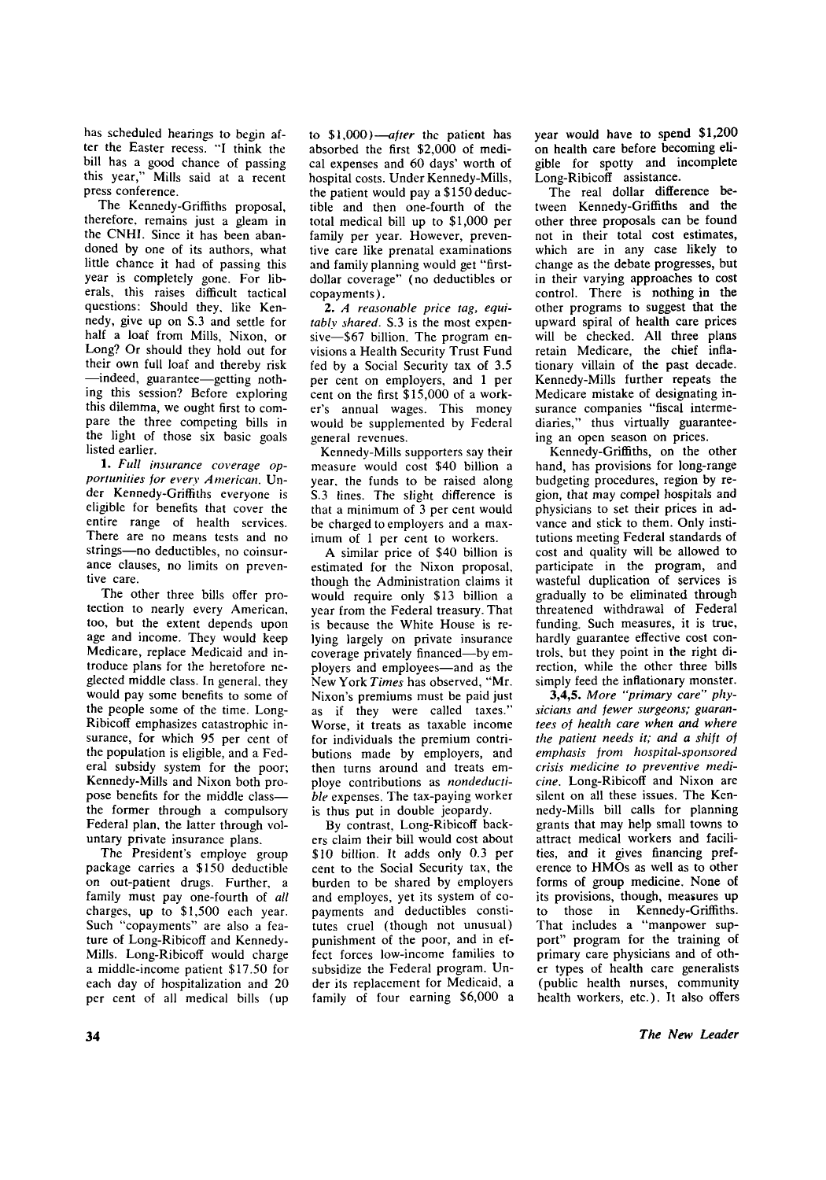has scheduled hearings to begin after the Easter recess. "I think the bill has a good chance of passing this year," Mills said at a recent press conference.

The Kennedy-Griffiths proposal, therefore, remains just a gleam in the CNHI. Since it has been abandoned by one of its authors, what little chance it had of passing this year is completely gone. For liberals, this raises difficult tactical questions: Should they, like Kennedy, give up on S.3 and settle for half a loaf from Mills, Nixon, or Long? Or should they hold out for their own full loaf and thereby risk—indeed, guarantee—getting nothing this session? Before exploring this dilemma, we ought first to compare the three competing bills in the light of those six basic goals listed earlier.

1. *Full insurance coverage opportunities for every American.* Under Kennedy-Griffiths everyone is eligible for benefits that cover the entire range of health services. There are no means tests and no strings—no deductibles, no coinsurance clauses, no limits on preventive care.

The other three bills offer protection to nearly every American, too, but the extent depends upon age and income. They would keep Medicare, replace Medicaid and introduce plans for the heretofore neglected middle class. In general, they would pay some benefits to some of the people some of the time. Long-Ribicoff emphasizes catastrophic insurance, for which 95 per cent of the population is eligible, and a Federal subsidy system for the poor; Kennedy-Mills and Nixon both propose benefits for the middle class—the former through a compulsory Federal plan, the latter through voluntary private insurance plans.

The President's employe group package carries a $150 deductible on out-patient drugs. Further, a family must pay one-fourth of *all* charges, up to $1,500 each year. Such "copayments" are also a feature of Long-Ribicoff and Kennedy-Mills. Long-Ribicoff would charge a middle-income patient $17.50 for each day of hospitalization and 20 per cent of all medical bills (up to $1,000)—*after* the patient has absorbed the first $2,000 of medical expenses and 60 days' worth of hospital costs. Under Kennedy-Mills, the patient would pay a $150 deductible and then one-fourth of the total medical bill up to $1,000 per family per year. However, preventive care like prenatal examinations and family planning would get "first-dollar coverage" (no deductibles or copayments).

2. *A reasonable price tag, equitably shared.* S.3 is the most expensive—$67 billion. The program envisions a Health Security Trust Fund fed by a Social Security tax of 3.5 per cent on employers, and 1 per cent on the first $15,000 of a worker's annual wages. This money would be supplemented by Federal general revenues.

Kennedy-Mills supporters say their measure would cost $40 billion a year, the funds to be raised along S.3 lines. The slight difference is that a minimum of 3 per cent would be charged to employers and a maximum of 1 per cent to workers.

A similar price of $40 billion is estimated for the Nixon proposal, though the Administration claims it would require only $13 billion a year from the Federal treasury. That is because the White House is relying largely on private insurance coverage privately financed—by employers and employees—and as the New York *Times* has observed, "Mr. Nixon's premiums must be paid just as if they were called taxes." Worse, it treats as taxable income for individuals the premium contributions made by employers, and then turns around and treats employe contributions as *nondeductible* expenses. The tax-paying worker is thus put in double jeopardy.

By contrast, Long-Ribicoff backers claim their bill would cost about $10 billion. It adds only 0.3 per cent to the Social Security tax, the burden to be shared by employers and employes, yet its system of copayments and deductibles constitutes cruel (though not unusual) punishment of the poor, and in effect forces low-income families to subsidize the Federal program. Under its replacement for Medicaid, a family of four earning $6,000 a year would have to spend $1,200 on health care before becoming eligible for spotty and incomplete Long-Ribicoff assistance.

The real dollar difference between Kennedy-Griffiths and the other three proposals can be found not in their total cost estimates, which are in any case likely to change as the debate progresses, but in their varying approaches to cost control. There is nothing in the other programs to suggest that the upward spiral of health care prices will be checked. All three plans retain Medicare, the chief inflationary villain of the past decade. Kennedy-Mills further repeats the Medicare mistake of designating insurance companies "fiscal intermediaries," thus virtually guaranteeing an open season on prices.

Kennedy-Griffiths, on the other hand, has provisions for long-range budgeting procedures, region by region, that may compel hospitals and physicians to set their prices in advance and stick to them. Only institutions meeting Federal standards of cost and quality will be allowed to participate in the program, and wasteful duplication of services is gradually to be eliminated through threatened withdrawal of Federal funding. Such measures, it is true, hardly guarantee effective cost controls, but they point in the right direction, while the other three bills simply feed the inflationary monster.

**3,4,5.** *More "primary care" physicians and fewer surgeons; guarantees of health care when and where the patient needs it; and a shift of emphasis from hospital-sponsored crisis medicine to preventive medicine.* Long-Ribicoff and Nixon are silent on all these issues. The Kennedy-Mills bill calls for planning grants that may help small towns to attract medical workers and facilities, and it gives financing preference to HMOs as well as to other forms of group medicine. None of its provisions, though, measures up to those in Kennedy-Griffiths. That includes a "manpower support" program for the training of primary care physicians and of other types of health care generalists (public health nurses, community health workers, etc.). It also offers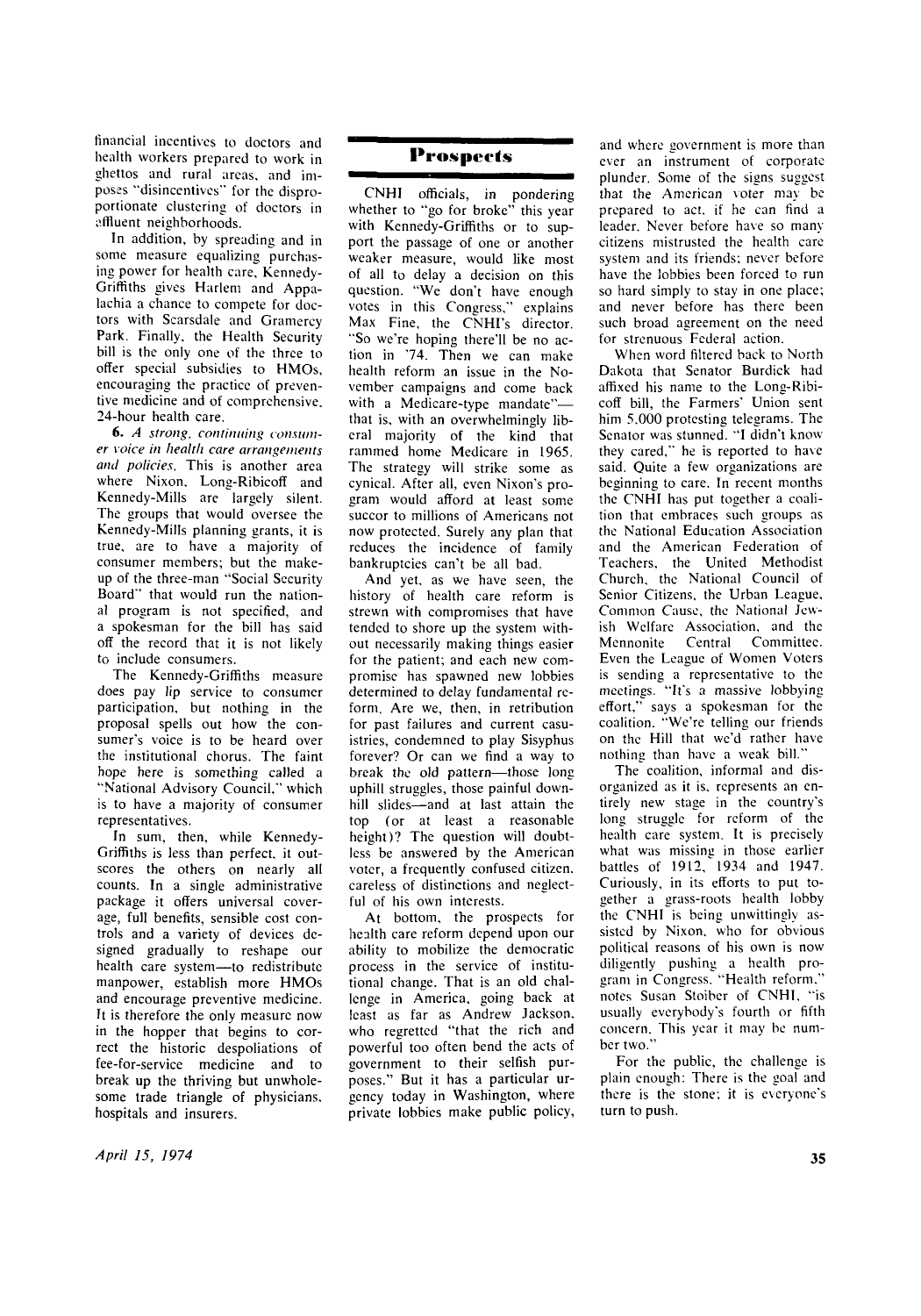financial incentives to doctors and health workers prepared to work in ghettos and rural areas, and imposes "disincentives" for the disproportionate clustering of doctors in affluent neighborhoods.

In addition, by spreading and in some measure equalizing purchasing power for health care, Kennedy-Griffiths gives Harlem and Appalachia a chance to compete for doctors with Scarsdale and Gramercy Park. Finally, the Health Security bill is the only one of the three to offer special subsidies to HMOs, encouraging the practice of preventive medicine and of comprehensive, 24-hour health care.

**6.** *A strong, continuing consumer voice in health care arrangements and policies.* This is another area where Nixon, Long-Ribicoff and Kennedy-Mills are largely silent. The groups that would oversee the Kennedy-Mills planning grants, it is true, are to have a majority of consumer members; but the make-up of the three-man "Social Security Board" that would run the national program is not specified, and a spokesman for the bill has said off the record that it is not likely to include consumers.

The Kennedy-Griffiths measure does pay lip service to consumer participation, but nothing in the proposal spells out how the consumer's voice is to be heard over the institutional chorus. The faint hope here is something called a "National Advisory Council," which is to have a majority of consumer representatives.

In sum, then, while Kennedy-Griffiths is less than perfect, it outscores the others on nearly all counts. In a single administrative package it offers universal coverage, full benefits, sensible cost controls and a variety of devices designed gradually to reshape our health care system—to redistribute manpower, establish more HMOs and encourage preventive medicine. It is therefore the only measure now in the hopper that begins to correct the historic despoliations of fee-for-service medicine and to break up the thriving but unwholesome trade triangle of physicians, hospitals and insurers.

## Prospects

CNHI officials, in pondering whether to "go for broke" this year with Kennedy-Griffiths or to support the passage of one or another weaker measure, would like most of all to delay a decision on this question. "We don't have enough votes in this Congress," explains Max Fine, the CNHI's director. "So we're hoping there'll be no action in '74. Then we can make health reform an issue in the November campaigns and come back with a Medicare-type mandate"—that is, with an overwhelmingly liberal majority of the kind that rammed home Medicare in 1965. The strategy will strike some as cynical. After all, even Nixon's program would afford at least some succor to millions of Americans not now protected. Surely any plan that reduces the incidence of family bankruptcies can't be all bad.

And yet, as we have seen, the history of health care reform is strewn with compromises that have tended to shore up the system without necessarily making things easier for the patient; and each new compromise has spawned new lobbies determined to delay fundamental reform. Are we, then, in retribution for past failures and current casuistries, condemned to play Sisyphus forever? Or can we find a way to break the old pattern—those long uphill struggles, those painful downhill slides—and at last attain the top (or at least a reasonable height)? The question will doubtless be answered by the American voter, a frequently confused citizen, careless of distinctions and neglectful of his own interests.

At bottom, the prospects for health care reform depend upon our ability to mobilize the democratic process in the service of institutional change. That is an old challenge in America, going back at least as far as Andrew Jackson, who regretted "that the rich and powerful too often bend the acts of government to their selfish purposes." But it has a particular urgency today in Washington, where private lobbies make public policy, and where government is more than ever an instrument of corporate plunder. Some of the signs suggest that the American voter may be prepared to act, if he can find a leader. Never before have so many citizens mistrusted the health care system and its friends; never before have the lobbies been forced to run so hard simply to stay in one place; and never before has there been such broad agreement on the need for strenuous Federal action.

When word filtered back to North Dakota that Senator Burdick had affixed his name to the Long-Ribicoff bill, the Farmers' Union sent him 5,000 protesting telegrams. The Senator was stunned. "I didn't know they cared," he is reported to have said. Quite a few organizations are beginning to care. In recent months the CNHI has put together a coalition that embraces such groups as the National Education Association and the American Federation of Teachers, the United Methodist Church, the National Council of Senior Citizens, the Urban League, Common Cause, the National Jewish Welfare Association, and the Mennonite Central Committee. Even the League of Women Voters is sending a representative to the meetings. "It's a massive lobbying effort," says a spokesman for the coalition. "We're telling our friends on the Hill that we'd rather have nothing than have a weak bill."

The coalition, informal and disorganized as it is, represents an entirely new stage in the country's long struggle for reform of the health care system. It is precisely what was missing in those earlier battles of 1912, 1934 and 1947. Curiously, in its efforts to put together a grass-roots health lobby the CNHI is being unwittingly assisted by Nixon, who for obvious political reasons of his own is now diligently pushing a health program in Congress. "Health reform," notes Susan Stoiber of CNHI, "is usually everybody's fourth or fifth concern. This year it may be number two."

For the public, the challenge is plain enough: There is the goal and there is the stone; it is everyone's turn to push.